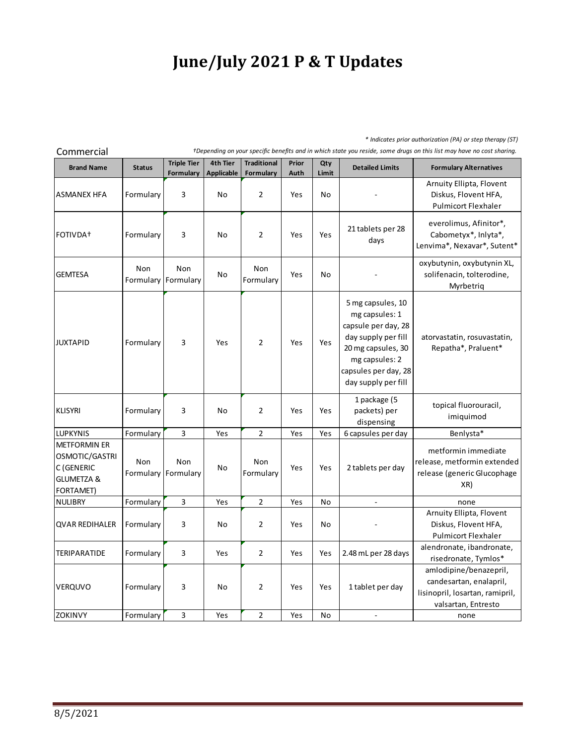# June/July 2021 P & T Updates

*\* Indicates prior authorization (PA) or step therapy (ST)*

Commercial

*†Depending on your specific benefits and in which state you reside, some drugs on this list may have no cost sharing.*

| Brand Name | Status | Triple Tier Formulary | 4th Tier Applicable | Traditional Formulary | Prior Auth | Qty Limit | Detailed Limits | Formulary Alternatives |
|---|---|---|---|---|---|---|---|---|
| ASMANEX HFA | Formulary | 3 | No | 2 | Yes | No | - | Arnuity Ellipta, Flovent Diskus, Flovent HFA, Pulmicort Flexhaler |
| FOTIVDA† | Formulary | 3 | No | 2 | Yes | Yes | 21 tablets per 28 days | everolimus, Afinitor*, Cabometyx*, Inlyta*, Lenvima*, Nexavar*, Sutent* |
| GEMTESA | Non Formulary | Non Formulary | No | Non Formulary | Yes | No | - | oxybutynin, oxybutynin XL, solifenacin, tolterodine, Myrbetriq |
| JUXTAPID | Formulary | 3 | Yes | 2 | Yes | Yes | 5 mg capsules, 10 mg capsules: 1 capsule per day, 28 day supply per fill 20 mg capsules, 30 mg capsules: 2 capsules per day, 28 day supply per fill | atorvastatin, rosuvastatin, Repatha*, Praluent* |
| KLISYRI | Formulary | 3 | No | 2 | Yes | Yes | 1 package (5 packets) per dispensing | topical fluorouracil, imiquimod |
| LUPKYNIS | Formulary | 3 | Yes | 2 | Yes | Yes | 6 capsules per day | Benlysta* |
| METFORMIN ER OSMOTIC/GASTRIC (GENERIC GLUMETZA & FORTAMET) | Non Formulary | Non Formulary | No | Non Formulary | Yes | Yes | 2 tablets per day | metformin immediate release, metformin extended release (generic Glucophage XR) |
| NULIBRY | Formulary | 3 | Yes | 2 | Yes | No | - | none |
| QVAR REDIHALER | Formulary | 3 | No | 2 | Yes | No | - | Arnuity Ellipta, Flovent Diskus, Flovent HFA, Pulmicort Flexhaler |
| TERIPARATIDE | Formulary | 3 | Yes | 2 | Yes | Yes | 2.48 mL per 28 days | alendronate, ibandronate, risedronate, Tymlos* |
| VERQUVO | Formulary | 3 | No | 2 | Yes | Yes | 1 tablet per day | amlodipine/benazepril, candesartan, enalapril, lisinopril, losartan, ramipril, valsartan, Entresto |
| ZOKINVY | Formulary | 3 | Yes | 2 | Yes | No | - | none |

8/5/2021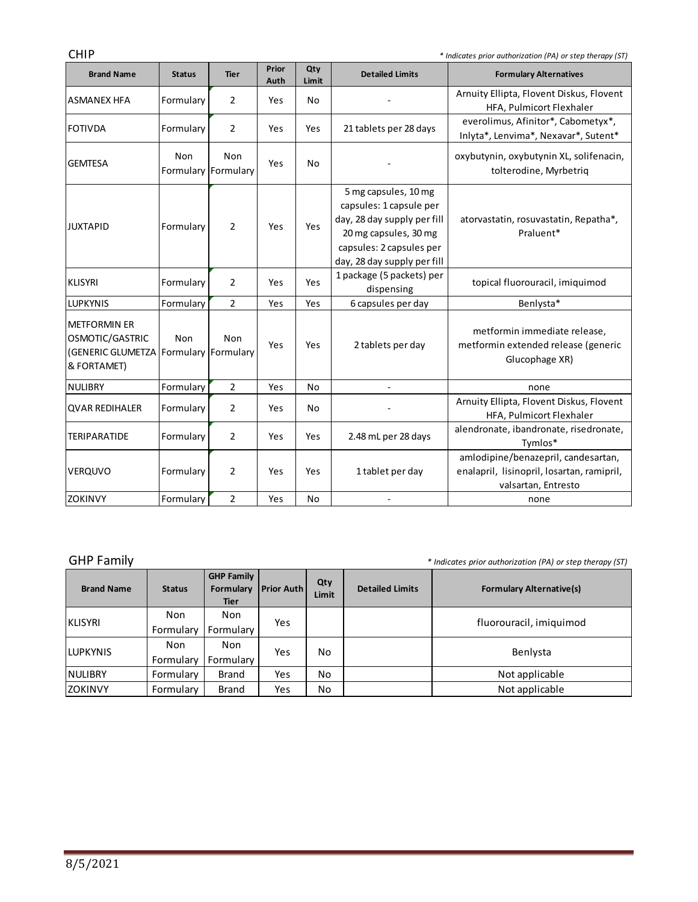## CHIP

*\* Indicates prior authorization (PA) or step therapy (ST)*

| Brand Name | Status | Tier | Prior Auth | Qty Limit | Detailed Limits | Formulary Alternatives |
|---|---|---|---|---|---|---|
| ASMANEX HFA | Formulary | 2 | Yes | No | - | Arnuity Ellipta, Flovent Diskus, Flovent HFA, Pulmicort Flexhaler |
| FOTIVDA | Formulary | 2 | Yes | Yes | 21 tablets per 28 days | everolimus, Afinitor*, Cabometyx*, Inlyta*, Lenvima*, Nexavar*, Sutent* |
| GEMTESA | Non Formulary | Non Formulary | Yes | No | - | oxybutynin, oxybutynin XL, solifenacin, tolterodine, Myrbetriq |
| JUXTAPID | Formulary | 2 | Yes | Yes | 5 mg capsules, 10 mg capsules: 1 capsule per day, 28 day supply per fill 20 mg capsules, 30 mg capsules: 2 capsules per day, 28 day supply per fill | atorvastatin, rosuvastatin, Repatha*, Praluent* |
| KLISYRI | Formulary | 2 | Yes | Yes | 1 package (5 packets) per dispensing | topical fluorouracil, imiquimod |
| LUPKYNIS | Formulary | 2 | Yes | Yes | 6 capsules per day | Benlysta* |
| METFORMIN ER OSMOTIC/GASTRIC (GENERIC GLUMETZA & FORTAMET) | Non Formulary | Non Formulary | Yes | Yes | 2 tablets per day | metformin immediate release, metformin extended release (generic Glucophage XR) |
| NULIBRY | Formulary | 2 | Yes | No | - | none |
| QVAR REDIHALER | Formulary | 2 | Yes | No | - | Arnuity Ellipta, Flovent Diskus, Flovent HFA, Pulmicort Flexhaler |
| TERIPARATIDE | Formulary | 2 | Yes | Yes | 2.48 mL per 28 days | alendronate, ibandronate, risedronate, Tymlos* |
| VERQUVO | Formulary | 2 | Yes | Yes | 1 tablet per day | amlodipine/benazepril, candesartan, enalapril, lisinopril, losartan, ramipril, valsartan, Entresto |
| ZOKINVY | Formulary | 2 | Yes | No | - | none |

## GHP Family

*\* Indicates prior authorization (PA) or step therapy (ST)*

| Brand Name | Status | GHP Family Formulary Tier | Prior Auth | Qty Limit | Detailed Limits | Formulary Alternative(s) |
|---|---|---|---|---|---|---|
| KLISYRI | Non Formulary | Non Formulary | Yes | | | fluorouracil, imiquimod |
| LUPKYNIS | Non Formulary | Non Formulary | Yes | No | | Benlysta |
| NULIBRY | Formulary | Brand | Yes | No | | Not applicable |
| ZOKINVY | Formulary | Brand | Yes | No | | Not applicable |

8/5/2021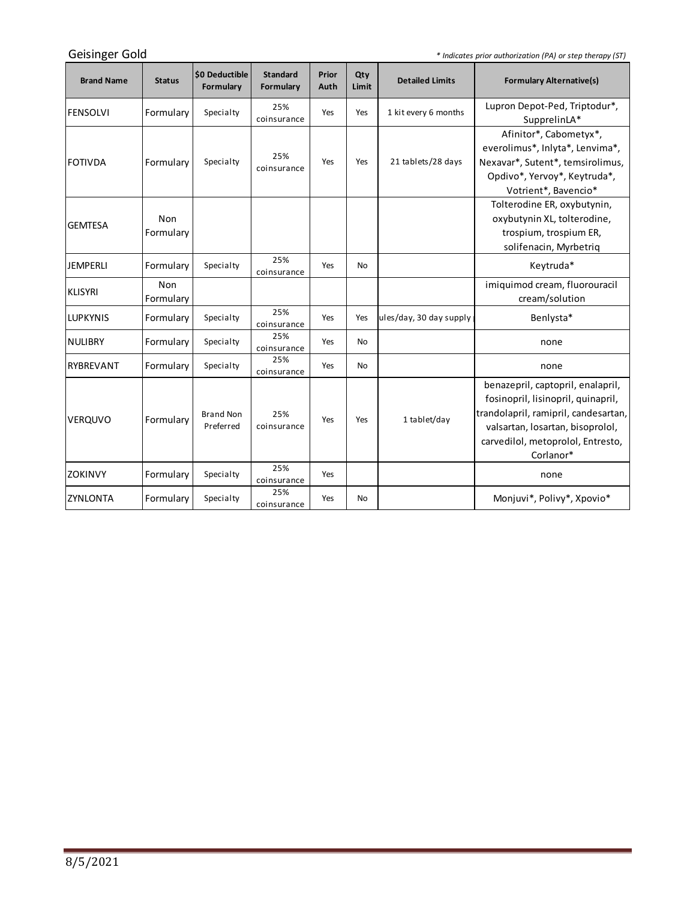Geisinger Gold

*\* Indicates prior authorization (PA) or step therapy (ST)*

| Brand Name | Status | $0 Deductible Formulary | Standard Formulary | Prior Auth | Qty Limit | Detailed Limits | Formulary Alternative(s) |
|---|---|---|---|---|---|---|---|
| FENSOLVI | Formulary | Specialty | 25% coinsurance | Yes | Yes | 1 kit every 6 months | Lupron Depot-Ped, Triptodur*, SupprelinLA* |
| FOTIVDA | Formulary | Specialty | 25% coinsurance | Yes | Yes | 21 tablets/28 days | Afinitor*, Cabometyx*, everolimus*, Inlyta*, Lenvima*, Nexavar*, Sutent*, temsirolimus, Opdivo*, Yervoy*, Keytruda*, Votrient*, Bavencio* |
| GEMTESA | Non Formulary | | | | | | Tolterodine ER, oxybutynin, oxybutynin XL, tolterodine, trospium, trospium ER, solifenacin, Myrbetriq |
| JEMPERLI | Formulary | Specialty | 25% coinsurance | Yes | No | | Keytruda* |
| KLISYRI | Non Formulary | | | | | | imiquimod cream, fluorouracil cream/solution |
| LUPKYNIS | Formulary | Specialty | 25% coinsurance | Yes | Yes | ules/day, 30 day supply | Benlysta* |
| NULIBRY | Formulary | Specialty | 25% coinsurance | Yes | No | | none |
| RYBREVANT | Formulary | Specialty | 25% coinsurance | Yes | No | | none |
| VERQUVO | Formulary | Brand Non Preferred | 25% coinsurance | Yes | Yes | 1 tablet/day | benazepril, captopril, enalapril, fosinopril, lisinopril, quinapril, trandolapril, ramipril, candesartan, valsartan, losartan, bisoprolol, carvedilol, metoprolol, Entresto, Corlanor* |
| ZOKINVY | Formulary | Specialty | 25% coinsurance | Yes | | | none |
| ZYNLONTA | Formulary | Specialty | 25% coinsurance | Yes | No | | Monjuvi*, Polivy*, Xpovio* |

8/5/2021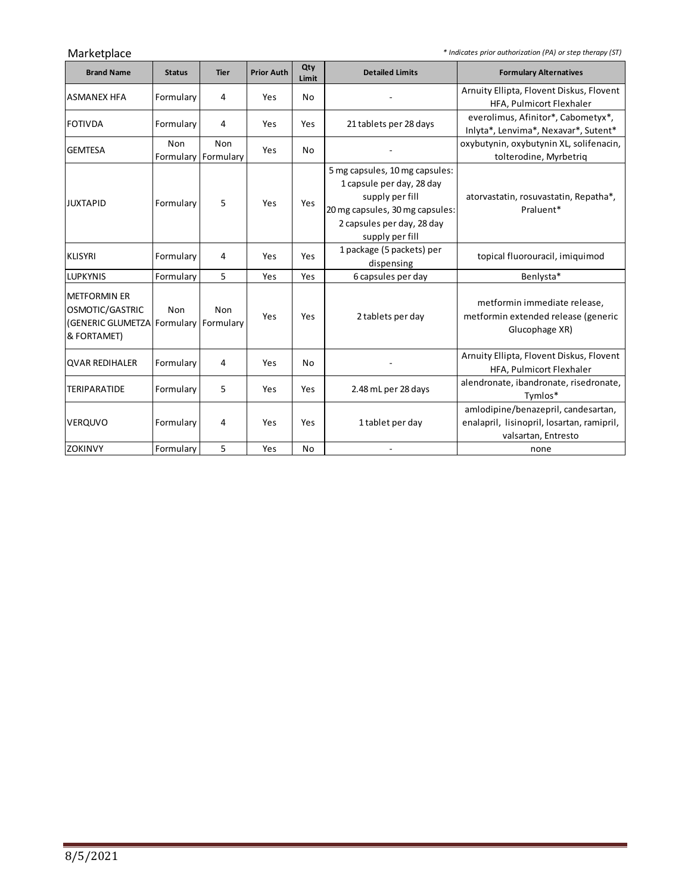Marketplace

*\* Indicates prior authorization (PA) or step therapy (ST)*

| Brand Name | Status | Tier | Prior Auth | Qty Limit | Detailed Limits | Formulary Alternatives |
|---|---|---|---|---|---|---|
| ASMANEX HFA | Formulary | 4 | Yes | No | - | Arnuity Ellipta, Flovent Diskus, Flovent HFA, Pulmicort Flexhaler |
| FOTIVDA | Formulary | 4 | Yes | Yes | 21 tablets per 28 days | everolimus, Afinitor*, Cabometyx*, Inlyta*, Lenvima*, Nexavar*, Sutent* |
| GEMTESA | Non Formulary | Non Formulary | Yes | No | - | oxybutynin, oxybutynin XL, solifenacin, tolterodine, Myrbetriq |
| JUXTAPID | Formulary | 5 | Yes | Yes | 5 mg capsules, 10 mg capsules: 1 capsule per day, 28 day supply per fill 20 mg capsules, 30 mg capsules: 2 capsules per day, 28 day supply per fill | atorvastatin, rosuvastatin, Repatha*, Praluent* |
| KLISYRI | Formulary | 4 | Yes | Yes | 1 package (5 packets) per dispensing | topical fluorouracil, imiquimod |
| LUPKYNIS | Formulary | 5 | Yes | Yes | 6 capsules per day | Benlysta* |
| METFORMIN ER OSMOTIC/GASTRIC (GENERIC GLUMETZA & FORTAMET) | Non Formulary | Non Formulary | Yes | Yes | 2 tablets per day | metformin immediate release, metformin extended release (generic Glucophage XR) |
| QVAR REDIHALER | Formulary | 4 | Yes | No | - | Arnuity Ellipta, Flovent Diskus, Flovent HFA, Pulmicort Flexhaler |
| TERIPARATIDE | Formulary | 5 | Yes | Yes | 2.48 mL per 28 days | alendronate, ibandronate, risedronate, Tymlos* |
| VERQUVO | Formulary | 4 | Yes | Yes | 1 tablet per day | amlodipine/benazepril, candesartan, enalapril, lisinopril, losartan, ramipril, valsartan, Entresto |
| ZOKINVY | Formulary | 5 | Yes | No | - | none |

8/5/2021